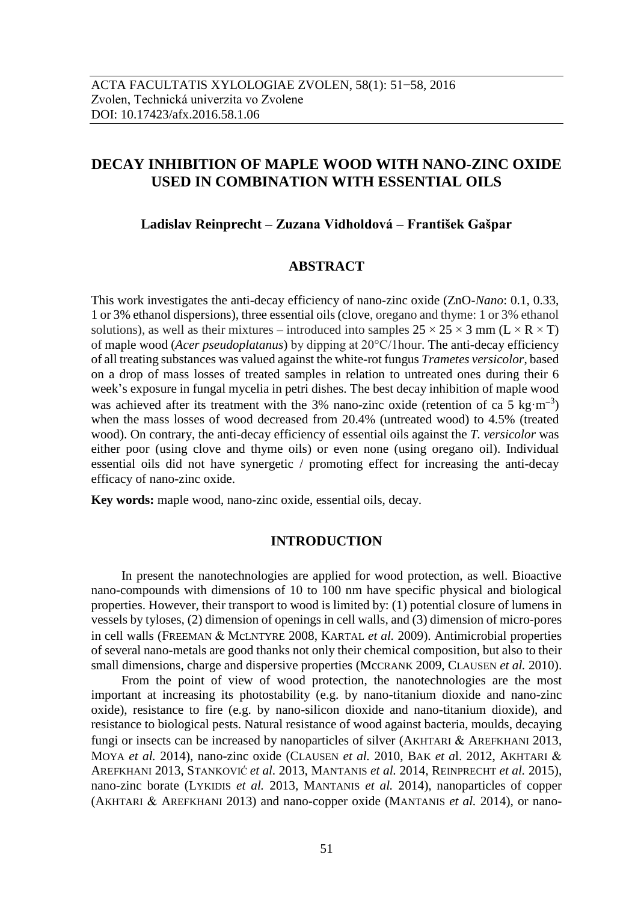ACTA FACULTATIS XYLOLOGIAE ZVOLEN, 58(1): 51−58, 2016
Zvolen, Technická univerzita vo Zvolene
DOI: 10.17423/afx.2016.58.1.06

# DECAY INHIBITION OF MAPLE WOOD WITH NANO-ZINC OXIDE USED IN COMBINATION WITH ESSENTIAL OILS

**Ladislav Reinprecht – Zuzana Vidholdová – František Gašpar**

## ABSTRACT

This work investigates the anti-decay efficiency of nano-zinc oxide (ZnO-*Nano*: 0.1, 0.33, 1 or 3% ethanol dispersions), three essential oils (clove, oregano and thyme: 1 or 3% ethanol solutions), as well as their mixtures – introduced into samples 25 × 25 × 3 mm (L × R × T) of maple wood (*Acer pseudoplatanus*) by dipping at 20°C/1hour. The anti-decay efficiency of all treating substances was valued against the white-rot fungus *Trametes versicolor*, based on a drop of mass losses of treated samples in relation to untreated ones during their 6 week's exposure in fungal mycelia in petri dishes. The best decay inhibition of maple wood was achieved after its treatment with the 3% nano-zinc oxide (retention of ca 5 $kg \cdot m^{-3}$) when the mass losses of wood decreased from 20.4% (untreated wood) to 4.5% (treated wood). On contrary, the anti-decay efficiency of essential oils against the *T. versicolor* was either poor (using clove and thyme oils) or even none (using oregano oil). Individual essential oils did not have synergetic / promoting effect for increasing the anti-decay efficacy of nano-zinc oxide.

**Key words:** maple wood, nano-zinc oxide, essential oils, decay.

## INTRODUCTION

In present the nanotechnologies are applied for wood protection, as well. Bioactive nano-compounds with dimensions of 10 to 100 nm have specific physical and biological properties. However, their transport to wood is limited by: (1) potential closure of lumens in vessels by tyloses, (2) dimension of openings in cell walls, and (3) dimension of micro-pores in cell walls (FREEMAN & MCLNTYRE 2008, KARTAL *et al.* 2009). Antimicrobial properties of several nano-metals are good thanks not only their chemical composition, but also to their small dimensions, charge and dispersive properties (MCCRANK 2009, CLAUSEN *et al.* 2010).

From the point of view of wood protection, the nanotechnologies are the most important at increasing its photostability (e.g. by nano-titanium dioxide and nano-zinc oxide), resistance to fire (e.g. by nano-silicon dioxide and nano-titanium dioxide), and resistance to biological pests. Natural resistance of wood against bacteria, moulds, decaying fungi or insects can be increased by nanoparticles of silver (AKHTARI & AREFKHANI 2013, MOYA *et al.* 2014), nano-zinc oxide (CLAUSEN *et al.* 2010, BAK *et a*l. 2012, AKHTARI & AREFKHANI 2013, STANKOVIĆ *et al.* 2013, MANTANIS *et al.* 2014, REINPRECHT *et al.* 2015), nano-zinc borate (LYKIDIS *et al.* 2013, MANTANIS *et al.* 2014), nanoparticles of copper (AKHTARI & AREFKHANI 2013) and nano-copper oxide (MANTANIS *et al.* 2014), or nano-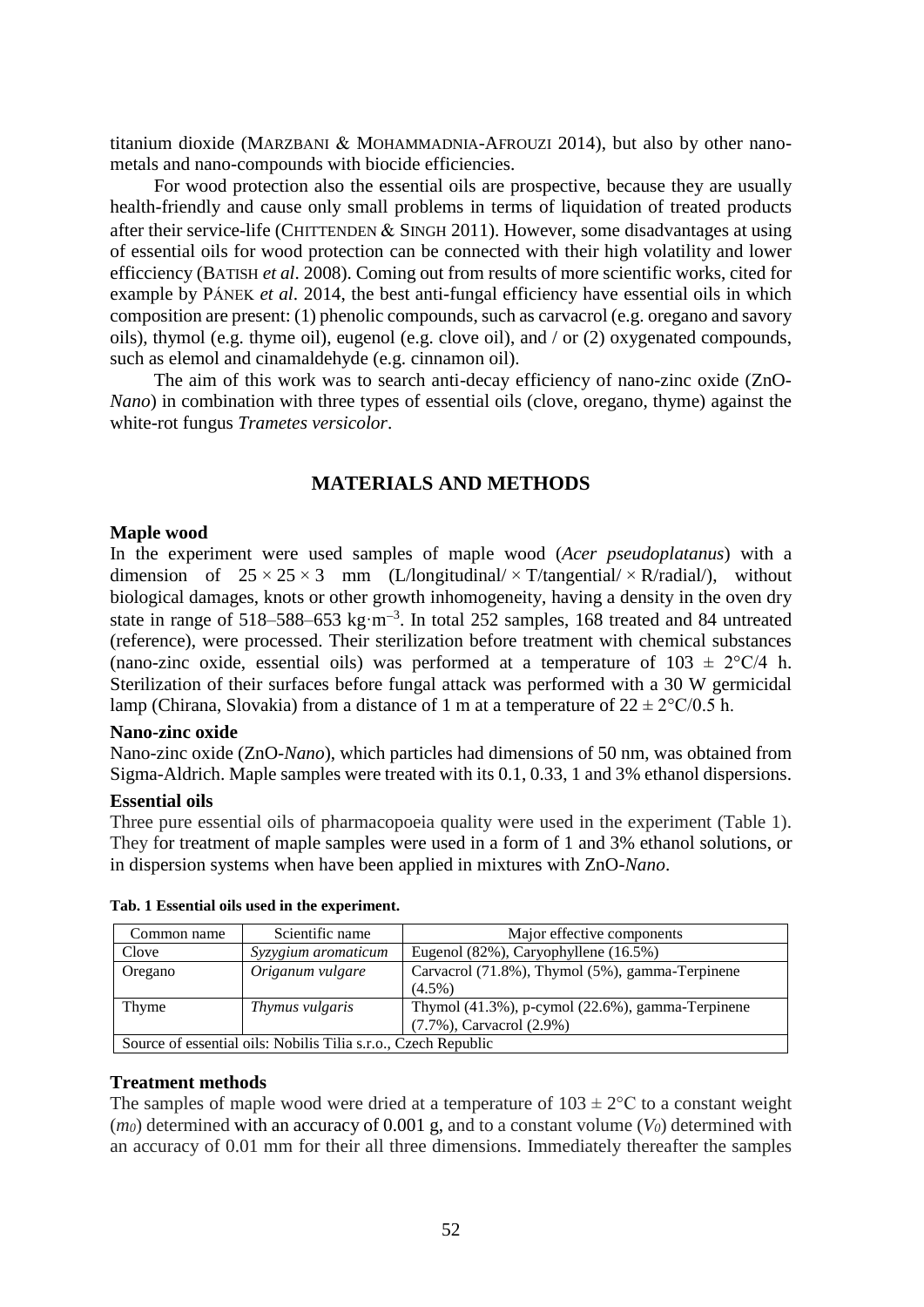titanium dioxide (MARZBANI & MOHAMMADNIA-AFROUZI 2014), but also by other nano-metals and nano-compounds with biocide efficiencies.

For wood protection also the essential oils are prospective, because they are usually health-friendly and cause only small problems in terms of liquidation of treated products after their service-life (CHITTENDEN & SINGH 2011). However, some disadvantages at using of essential oils for wood protection can be connected with their high volatility and lower effic­ciency (BATISH *et al*. 2008). Coming out from results of more scientific works, cited for example by PÁNEK *et al*. 2014, the best anti-fungal efficiency have essential oils in which composition are present: (1) phenolic compounds, such as carvacrol (e.g. oregano and savory oils), thymol (e.g. thyme oil), eugenol (e.g. clove oil), and / or (2) oxygenated compounds, such as elemol and cinamaldehyde (e.g. cinnamon oil).

The aim of this work was to search anti-decay efficiency of nano-zinc oxide (ZnO-*Nano*) in combination with three types of essential oils (clove, oregano, thyme) against the white-rot fungus *Trametes versicolor*.

## MATERIALS AND METHODS

### Maple wood

In the experiment were used samples of maple wood (*Acer pseudoplatanus*) with a dimension of $25 \times 25 \times 3$ mm (L/longitudinal/ × T/tangential/ × R/radial/), without biological damages, knots or other growth inhomogeneity, having a density in the oven dry state in range of 518–588–653 kg·m$^{-3}$. In total 252 samples, 168 treated and 84 untreated (reference), were processed. Their sterilization before treatment with chemical substances (nano-zinc oxide, essential oils) was performed at a temperature of $103 \pm 2$°C/4 h. Sterilization of their surfaces before fungal attack was performed with a 30 W germicidal lamp (Chirana, Slovakia) from a distance of 1 m at a temperature of $22 \pm 2$°C/0.5 h.

### Nano-zinc oxide

Nano-zinc oxide (ZnO-*Nano*), which particles had dimensions of 50 nm, was obtained from Sigma-Aldrich. Maple samples were treated with its 0.1, 0.33, 1 and 3% ethanol dispersions.

### Essential oils

Three pure essential oils of pharmacopoeia quality were used in the experiment (Table 1). They for treatment of maple samples were used in a form of 1 and 3% ethanol solutions, or in dispersion systems when have been applied in mixtures with ZnO-*Nano*.

**Tab. 1 Essential oils used in the experiment.**

| Common name | Scientific name | Major effective components |
|---|---|---|
| Clove | *Syzygium aromaticum* | Eugenol (82%), Caryophyllene (16.5%) |
| Oregano | *Origanum vulgare* | Carvacrol (71.8%), Thymol (5%), gamma-Terpinene (4.5%) |
| Thyme | *Thymus vulgaris* | Thymol (41.3%), p-cymol (22.6%), gamma-Terpinene (7.7%), Carvacrol (2.9%) |
| Source of essential oils: Nobilis Tilia s.r.o., Czech Republic | | |

### Treatment methods

The samples of maple wood were dried at a temperature of $103 \pm 2$°C to a constant weight ($m_0$) determined with an accuracy of 0.001 g, and to a constant volume ($V_0$) determined with an accuracy of 0.01 mm for their all three dimensions. Immediately thereafter the samples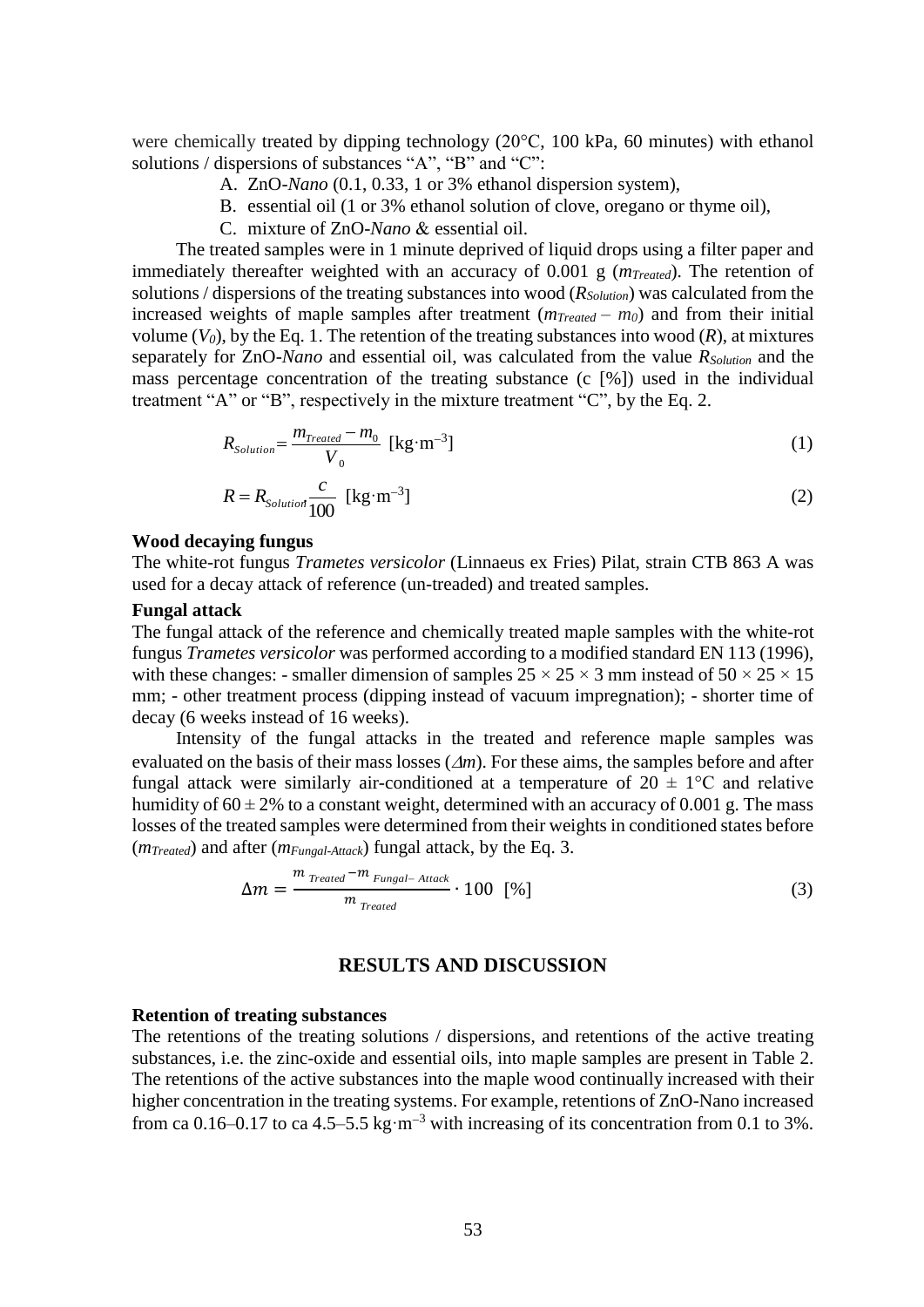were chemically treated by dipping technology (20°C, 100 kPa, 60 minutes) with ethanol solutions / dispersions of substances "A", "B" and "C":

A. ZnO-*Nano* (0.1, 0.33, 1 or 3% ethanol dispersion system),
B. essential oil (1 or 3% ethanol solution of clove, oregano or thyme oil),
C. mixture of ZnO-*Nano* & essential oil.

The treated samples were in 1 minute deprived of liquid drops using a filter paper and immediately thereafter weighted with an accuracy of 0.001 g ($m_{Treated}$). The retention of solutions / dispersions of the treating substances into wood ($R_{Solution}$) was calculated from the increased weights of maple samples after treatment ($m_{Treated} - m_0$) and from their initial volume ($V_0$), by the Eq. 1. The retention of the treating substances into wood ($R$), at mixtures separately for ZnO-*Nano* and essential oil, was calculated from the value $R_{Solution}$ and the mass percentage concentration of the treating substance (c [%]) used in the individual treatment "A" or "B", respectively in the mixture treatment "C", by the Eq. 2.

$$R_{Solution} = \frac{m_{Treated} - m_0}{V_0} \ [\text{kg·m}^{-3}] \tag{1}$$

$$R = R_{Solution} \cdot \frac{c}{100} \ [\text{kg·m}^{-3}] \tag{2}$$

**Wood decaying fungus**

The white-rot fungus *Trametes versicolor* (Linnaeus ex Fries) Pilat, strain CTB 863 A was used for a decay attack of reference (un-treaded) and treated samples.

**Fungal attack**

The fungal attack of the reference and chemically treated maple samples with the white-rot fungus *Trametes versicolor* was performed according to a modified standard EN 113 (1996), with these changes: - smaller dimension of samples 25 × 25 × 3 mm instead of 50 × 25 × 15 mm; - other treatment process (dipping instead of vacuum impregnation); - shorter time of decay (6 weeks instead of 16 weeks).

Intensity of the fungal attacks in the treated and reference maple samples was evaluated on the basis of their mass losses ($\Delta m$). For these aims, the samples before and after fungal attack were similarly air-conditioned at a temperature of 20 ± 1°C and relative humidity of 60 ± 2% to a constant weight, determined with an accuracy of 0.001 g. The mass losses of the treated samples were determined from their weights in conditioned states before ($m_{Treated}$) and after ($m_{Fungal-Attack}$) fungal attack, by the Eq. 3.

$$\Delta m = \frac{m_{Treated} - m_{Fungal-Attack}}{m_{Treated}} \cdot 100 \ [\%] \tag{3}$$

## RESULTS AND DISCUSSION

**Retention of treating substances**

The retentions of the treating solutions / dispersions, and retentions of the active treating substances, i.e. the zinc-oxide and essential oils, into maple samples are present in Table 2. The retentions of the active substances into the maple wood continually increased with their higher concentration in the treating systems. For example, retentions of ZnO-Nano increased from ca 0.16–0.17 to ca 4.5–5.5 kg·m$^{-3}$ with increasing of its concentration from 0.1 to 3%.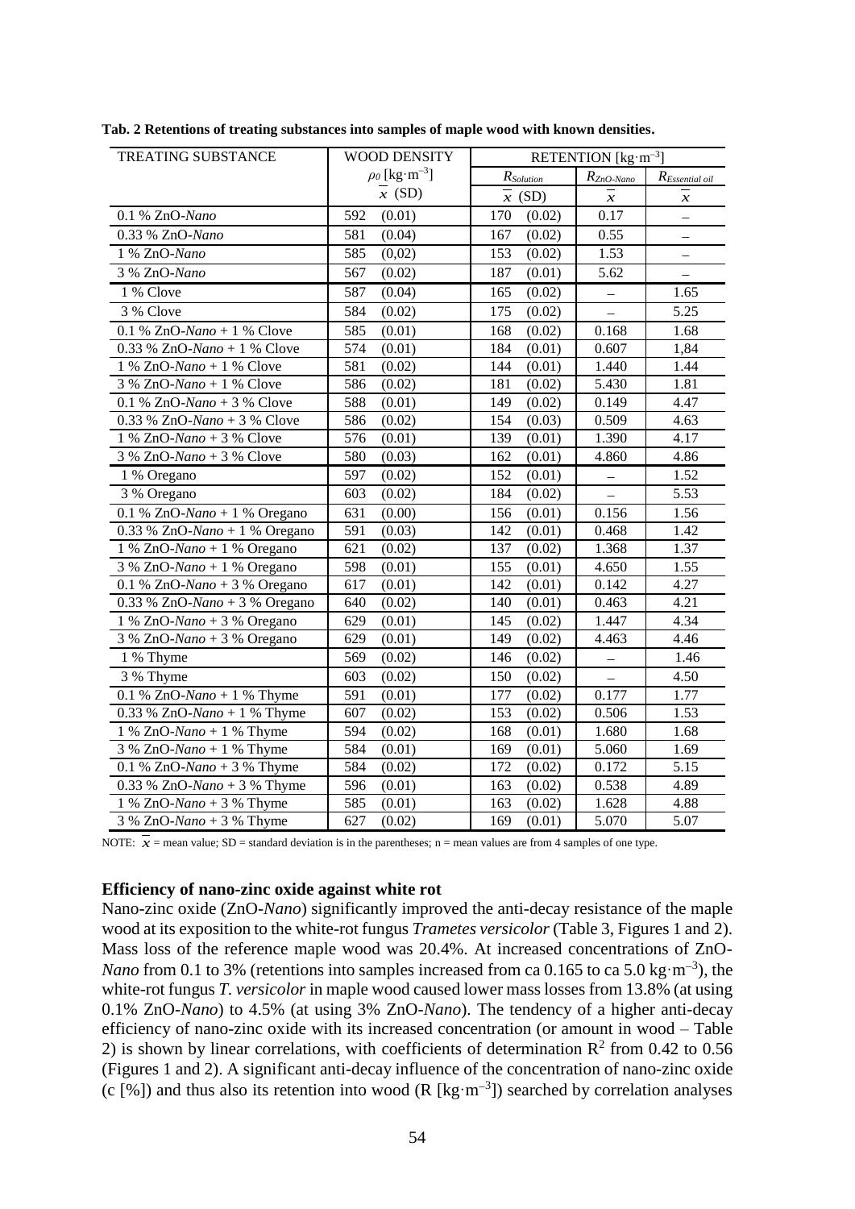**Tab. 2 Retentions of treating substances into samples of maple wood with known densities.**

| TREATING SUBSTANCE | WOOD DENSITY $\rho_0$ [kg·m$^{-3}$] $\bar{x}$ (SD) | RETENTION [kg·m$^{-3}$] | | |
|---|---|---|---|---|
| | | $R_{Solution}$ $\bar{x}$ (SD) | $R_{ZnO\text{-}Nano}$ $\bar{x}$ | $R_{Essential\ oil}$ $\bar{x}$ |
| 0.1 % ZnO-*Nano* | 592 (0.01) | 170 (0.02) | 0.17 | – |
| 0.33 % ZnO-*Nano* | 581 (0.04) | 167 (0.02) | 0.55 | – |
| 1 % ZnO-*Nano* | 585 (0,02) | 153 (0.02) | 1.53 | – |
| 3 % ZnO-*Nano* | 567 (0.02) | 187 (0.01) | 5.62 | – |
| 1 % Clove | 587 (0.04) | 165 (0.02) | – | 1.65 |
| 3 % Clove | 584 (0.02) | 175 (0.02) | – | 5.25 |
| 0.1 % ZnO-*Nano* + 1 % Clove | 585 (0.01) | 168 (0.02) | 0.168 | 1.68 |
| 0.33 % ZnO-*Nano* + 1 % Clove | 574 (0.01) | 184 (0.01) | 0.607 | 1,84 |
| 1 % ZnO-*Nano* + 1 % Clove | 581 (0.02) | 144 (0.01) | 1.440 | 1.44 |
| 3 % ZnO-*Nano* + 1 % Clove | 586 (0.02) | 181 (0.02) | 5.430 | 1.81 |
| 0.1 % ZnO-*Nano* + 3 % Clove | 588 (0.01) | 149 (0.02) | 0.149 | 4.47 |
| 0.33 % ZnO-*Nano* + 3 % Clove | 586 (0.02) | 154 (0.03) | 0.509 | 4.63 |
| 1 % ZnO-*Nano* + 3 % Clove | 576 (0.01) | 139 (0.01) | 1.390 | 4.17 |
| 3 % ZnO-*Nano* + 3 % Clove | 580 (0.03) | 162 (0.01) | 4.860 | 4.86 |
| 1 % Oregano | 597 (0.02) | 152 (0.01) | – | 1.52 |
| 3 % Oregano | 603 (0.02) | 184 (0.02) | – | 5.53 |
| 0.1 % ZnO-*Nano* + 1 % Oregano | 631 (0.00) | 156 (0.01) | 0.156 | 1.56 |
| 0.33 % ZnO-*Nano* + 1 % Oregano | 591 (0.03) | 142 (0.01) | 0.468 | 1.42 |
| 1 % ZnO-*Nano* + 1 % Oregano | 621 (0.02) | 137 (0.02) | 1.368 | 1.37 |
| 3 % ZnO-*Nano* + 1 % Oregano | 598 (0.01) | 155 (0.01) | 4.650 | 1.55 |
| 0.1 % ZnO-*Nano* + 3 % Oregano | 617 (0.01) | 142 (0.01) | 0.142 | 4.27 |
| 0.33 % ZnO-*Nano* + 3 % Oregano | 640 (0.02) | 140 (0.01) | 0.463 | 4.21 |
| 1 % ZnO-*Nano* + 3 % Oregano | 629 (0.01) | 145 (0.02) | 1.447 | 4.34 |
| 3 % ZnO-*Nano* + 3 % Oregano | 629 (0.01) | 149 (0.02) | 4.463 | 4.46 |
| 1 % Thyme | 569 (0.02) | 146 (0.02) | – | 1.46 |
| 3 % Thyme | 603 (0.02) | 150 (0.02) | – | 4.50 |
| 0.1 % ZnO-*Nano* + 1 % Thyme | 591 (0.01) | 177 (0.02) | 0.177 | 1.77 |
| 0.33 % ZnO-*Nano* + 1 % Thyme | 607 (0.02) | 153 (0.02) | 0.506 | 1.53 |
| 1 % ZnO-*Nano* + 1 % Thyme | 594 (0.02) | 168 (0.01) | 1.680 | 1.68 |
| 3 % ZnO-*Nano* + 1 % Thyme | 584 (0.01) | 169 (0.01) | 5.060 | 1.69 |
| 0.1 % ZnO-*Nano* + 3 % Thyme | 584 (0.02) | 172 (0.02) | 0.172 | 5.15 |
| 0.33 % ZnO-*Nano* + 3 % Thyme | 596 (0.01) | 163 (0.02) | 0.538 | 4.89 |
| 1 % ZnO-*Nano* + 3 % Thyme | 585 (0.01) | 163 (0.02) | 1.628 | 4.88 |
| 3 % ZnO-*Nano* + 3 % Thyme | 627 (0.02) | 169 (0.01) | 5.070 | 5.07 |

NOTE: $\bar{x}$ = mean value; SD = standard deviation is in the parentheses; n = mean values are from 4 samples of one type.

### Efficiency of nano-zinc oxide against white rot

Nano-zinc oxide (ZnO-*Nano*) significantly improved the anti-decay resistance of the maple wood at its exposition to the white-rot fungus *Trametes versicolor* (Table 3, Figures 1 and 2). Mass loss of the reference maple wood was 20.4%. At increased concentrations of ZnO-*Nano* from 0.1 to 3% (retentions into samples increased from ca 0.165 to ca 5.0 kg·m$^{-3}$), the white-rot fungus *T. versicolor* in maple wood caused lower mass losses from 13.8% (at using 0.1% ZnO-*Nano*) to 4.5% (at using 3% ZnO-*Nano*). The tendency of a higher anti-decay efficiency of nano-zinc oxide with its increased concentration (or amount in wood – Table 2) is shown by linear correlations, with coefficients of determination $R^2$ from 0.42 to 0.56 (Figures 1 and 2). A significant anti-decay influence of the concentration of nano-zinc oxide (c [%]) and thus also its retention into wood (R [kg·m$^{-3}$]) searched by correlation analyses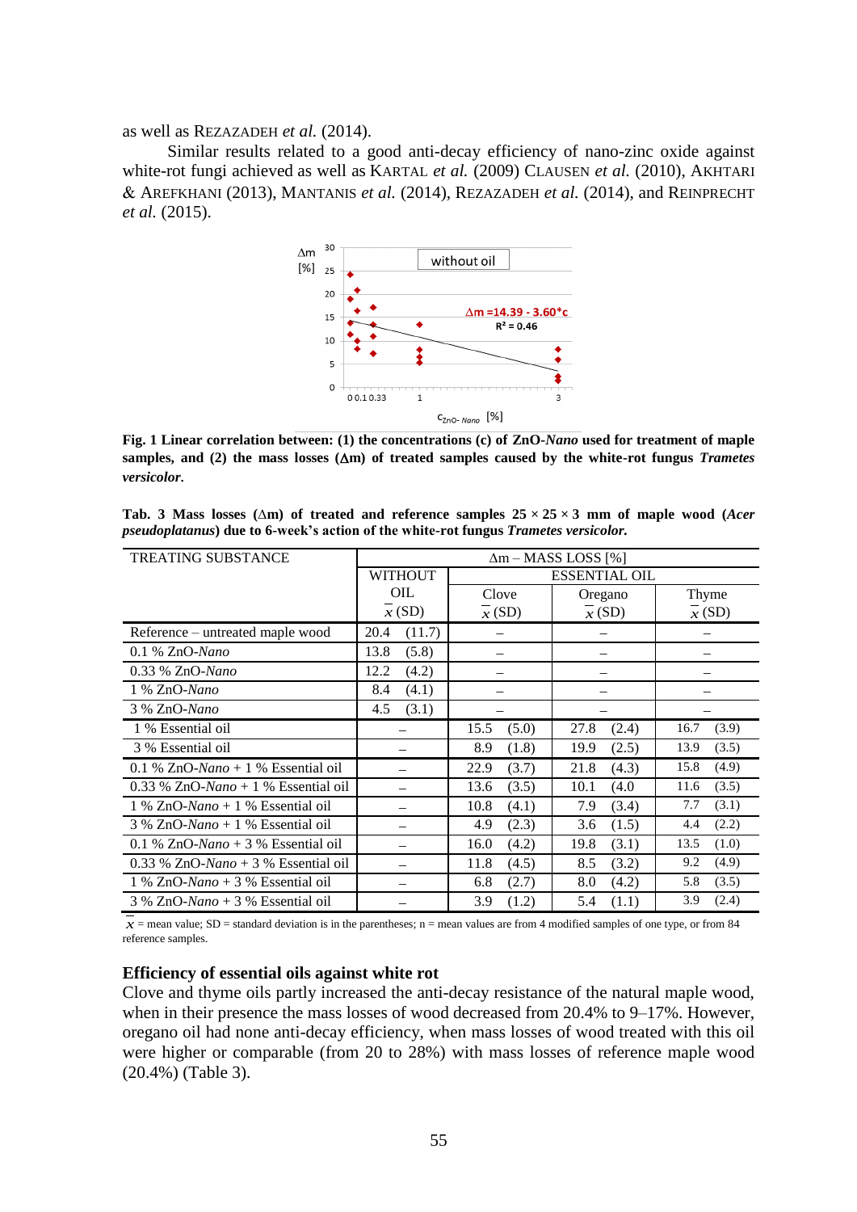as well as REZAZADEH *et al.* (2014).

Similar results related to a good anti-decay efficiency of nano-zinc oxide against white-rot fungi achieved as well as KARTAL *et al.* (2009) CLAUSEN *et al.* (2010), AKHTARI & AREFKHANI (2013), MANTANIS *et al.* (2014), REZAZADEH *et al.* (2014), and REINPRECHT *et al.* (2015).

**Fig. 1 Linear correlation between: (1) the concentrations (c) of ZnO-*Nano* used for treatment of maple samples, and (2) the mass losses (Δm) of treated samples caused by the white-rot fungus *Trametes versicolor*.**

**Tab. 3 Mass losses (Δm) of treated and reference samples 25 × 25 × 3 mm of maple wood (*Acer pseudoplatanus*) due to 6-week's action of the white-rot fungus *Trametes versicolor*.**

| TREATING SUBSTANCE | Δm – MASS LOSS [%] | | | |
|---|---|---|---|---|
| | WITHOUT OIL | ESSENTIAL OIL | | |
| | | Clove | Oregano | Thyme |
| | $\bar{x}$ (SD) | $\bar{x}$ (SD) | $\bar{x}$ (SD) | $\bar{x}$ (SD) |
| Reference – untreated maple wood | 20.4 (11.7) | – | – | – |
| 0.1 % ZnO-*Nano* | 13.8 (5.8) | – | – | – |
| 0.33 % ZnO-*Nano* | 12.2 (4.2) | – | – | – |
| 1 % ZnO-*Nano* | 8.4 (4.1) | – | – | – |
| 3 % ZnO-*Nano* | 4.5 (3.1) | – | – | – |
| 1 % Essential oil | – | 15.5 (5.0) | 27.8 (2.4) | 16.7 (3.9) |
| 3 % Essential oil | – | 8.9 (1.8) | 19.9 (2.5) | 13.9 (3.5) |
| 0.1 % ZnO-*Nano* + 1 % Essential oil | – | 22.9 (3.7) | 21.8 (4.3) | 15.8 (4.9) |
| 0.33 % ZnO-*Nano* + 1 % Essential oil | – | 13.6 (3.5) | 10.1 (4.0 | 11.6 (3.5) |
| 1 % ZnO-*Nano* + 1 % Essential oil | – | 10.8 (4.1) | 7.9 (3.4) | 7.7 (3.1) |
| 3 % ZnO-*Nano* + 1 % Essential oil | – | 4.9 (2.3) | 3.6 (1.5) | 4.4 (2.2) |
| 0.1 % ZnO-*Nano* + 3 % Essential oil | – | 16.0 (4.2) | 19.8 (3.1) | 13.5 (1.0) |
| 0.33 % ZnO-*Nano* + 3 % Essential oil | – | 11.8 (4.5) | 8.5 (3.2) | 9.2 (4.9) |
| 1 % ZnO-*Nano* + 3 % Essential oil | – | 6.8 (2.7) | 8.0 (4.2) | 5.8 (3.5) |
| 3 % ZnO-*Nano* + 3 % Essential oil | – | 3.9 (1.2) | 5.4 (1.1) | 3.9 (2.4) |

$\bar{x}$ = mean value; SD = standard deviation is in the parentheses; n = mean values are from 4 modified samples of one type, or from 84 reference samples.

### Efficiency of essential oils against white rot

Clove and thyme oils partly increased the anti-decay resistance of the natural maple wood, when in their presence the mass losses of wood decreased from 20.4% to 9–17%. However, oregano oil had none anti-decay efficiency, when mass losses of wood treated with this oil were higher or comparable (from 20 to 28%) with mass losses of reference maple wood (20.4%) (Table 3).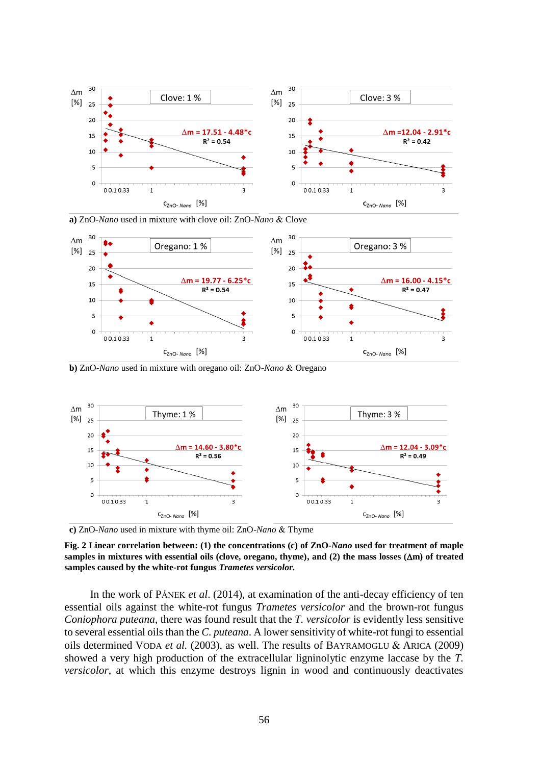**a)** ZnO-*Nano* used in mixture with clove oil: ZnO-*Nano* & Clove

**b)** ZnO-*Nano* used in mixture with oregano oil: ZnO-*Nano* & Oregano

**c)** ZnO-*Nano* used in mixture with thyme oil: ZnO-*Nano* & Thyme

**Fig. 2 Linear correlation between: (1) the concentrations (c) of ZnO-*Nano* used for treatment of maple samples in mixtures with essential oils (clove, oregano, thyme), and (2) the mass losses (Δm) of treated samples caused by the white-rot fungus *Trametes versicolor*.**

In the work of PÁNEK *et al.* (2014), at examination of the anti-decay efficiency of ten essential oils against the white-rot fungus *Trametes versicolor* and the brown-rot fungus *Coniophora puteana*, there was found result that the *T. versicolor* is evidently less sensitive to several essential oils than the *C. puteana*. A lower sensitivity of white-rot fungi to essential oils determined VODA *et al.* (2003), as well. The results of BAYRAMOGLU & ARICA (2009) showed a very high production of the extracellular ligninolytic enzyme laccase by the *T. versicolor*, at which this enzyme destroys lignin in wood and continuously deactivates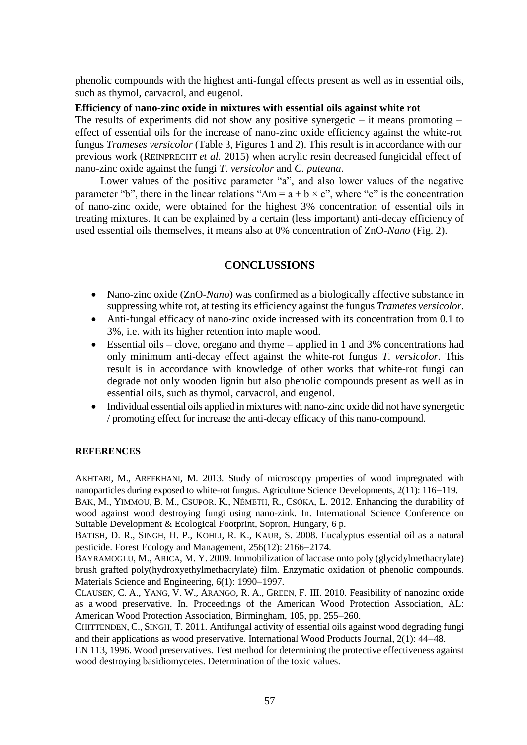phenolic compounds with the highest anti-fungal effects present as well as in essential oils, such as thymol, carvacrol, and eugenol.

**Efficiency of nano-zinc oxide in mixtures with essential oils against white rot**

The results of experiments did not show any positive synergetic – it means promoting – effect of essential oils for the increase of nano-zinc oxide efficiency against the white-rot fungus *Trameses versicolor* (Table 3, Figures 1 and 2). This result is in accordance with our previous work (REINPRECHT *et al.* 2015) when acrylic resin decreased fungicidal effect of nano-zinc oxide against the fungi *T. versicolor* and *C. puteana*.

Lower values of the positive parameter "a", and also lower values of the negative parameter "b", there in the linear relations "$\Delta m = a + b \times c$", where "c" is the concentration of nano-zinc oxide, were obtained for the highest 3% concentration of essential oils in treating mixtures. It can be explained by a certain (less important) anti-decay efficiency of used essential oils themselves, it means also at 0% concentration of ZnO-*Nano* (Fig. 2).

## CONCLUSSIONS

- Nano-zinc oxide (ZnO-*Nano*) was confirmed as a biologically affective substance in suppressing white rot, at testing its efficiency against the fungus *Trametes versicolor*.
- Anti-fungal efficacy of nano-zinc oxide increased with its concentration from 0.1 to 3%, i.e. with its higher retention into maple wood.
- Essential oils – clove, oregano and thyme – applied in 1 and 3% concentrations had only minimum anti-decay effect against the white-rot fungus *T. versicolor*. This result is in accordance with knowledge of other works that white-rot fungi can degrade not only wooden lignin but also phenolic compounds present as well as in essential oils, such as thymol, carvacrol, and eugenol.
- Individual essential oils applied in mixtures with nano-zinc oxide did not have synergetic / promoting effect for increase the anti-decay efficacy of this nano-compound.

#### REFERENCES

AKHTARI, M., AREFKHANI, M. 2013. Study of microscopy properties of wood impregnated with nanoparticles during exposed to white-rot fungus. Agriculture Science Developments, 2(11): 116–119.

BAK, M., YIMMOU, B. M., CSUPOR. K., NÉMETH, R., CSÓKA, L. 2012. Enhancing the durability of wood against wood destroying fungi using nano-zink. In. International Science Conference on Suitable Development & Ecological Footprint, Sopron, Hungary, 6 p.

BATISH, D. R., SINGH, H. P., KOHLI, R. K., KAUR, S. 2008. Eucalyptus essential oil as a natural pesticide. Forest Ecology and Management, 256(12): 2166–2174.

BAYRAMOGLU, M., ARICA, M. Y. 2009. Immobilization of laccase onto poly (glycidylmethacrylate) brush grafted poly(hydroxyethylmethacrylate) film. Enzymatic oxidation of phenolic compounds. Materials Science and Engineering, 6(1): 1990–1997.

CLAUSEN, C. A., YANG, V. W., ARANGO, R. A., GREEN, F. III. 2010. Feasibility of nanozinc oxide as a wood preservative. In. Proceedings of the American Wood Protection Association, AL: American Wood Protection Association, Birmingham, 105, pp. 255–260.

CHITTENDEN, C., SINGH, T. 2011. Antifungal activity of essential oils against wood degrading fungi and their applications as wood preservative. International Wood Products Journal, 2(1): 44–48.

EN 113, 1996. Wood preservatives. Test method for determining the protective effectiveness against wood destroying basidiomycetes. Determination of the toxic values.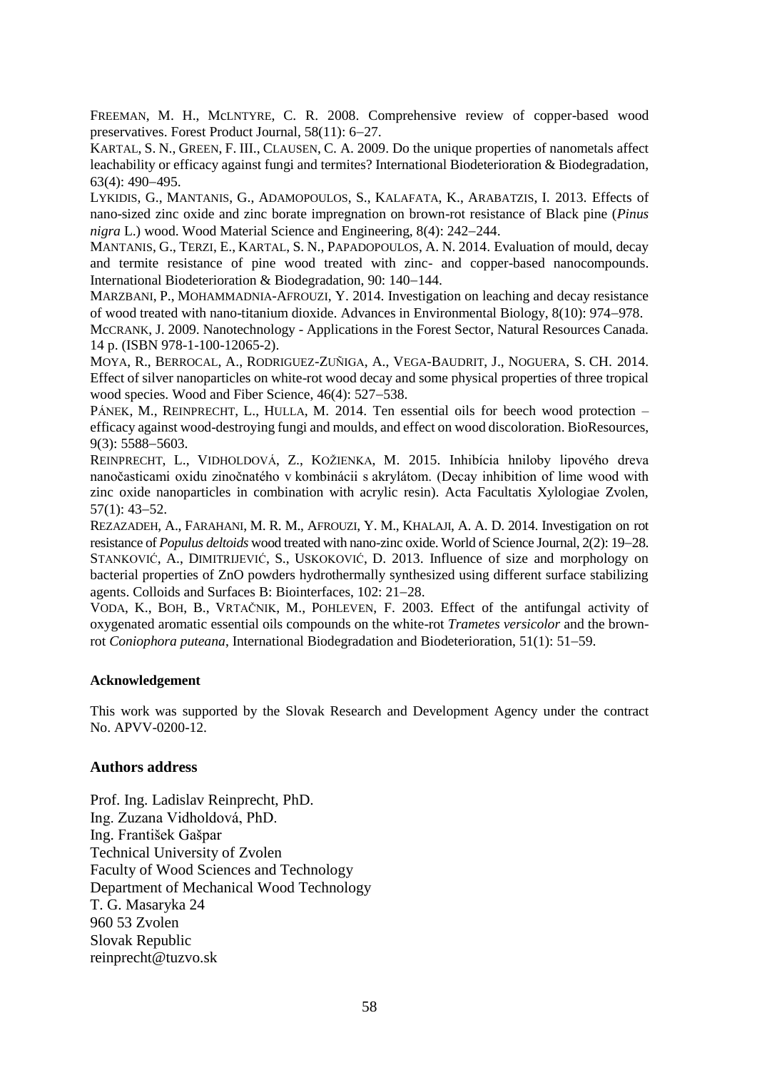FREEMAN, M. H., MCLNTYRE, C. R. 2008. Comprehensive review of copper-based wood preservatives. Forest Product Journal, 58(11): 6−27.

KARTAL, S. N., GREEN, F. III., CLAUSEN, C. A. 2009. Do the unique properties of nanometals affect leachability or efficacy against fungi and termites? International Biodeterioration & Biodegradation, 63(4): 490−495.

LYKIDIS, G., MANTANIS, G., ADAMOPOULOS, S., KALAFATA, K., ARABATZIS, I. 2013. Effects of nano-sized zinc oxide and zinc borate impregnation on brown-rot resistance of Black pine (*Pinus nigra* L.) wood. Wood Material Science and Engineering, 8(4): 242−244.

MANTANIS, G., TERZI, E., KARTAL, S. N., PAPADOPOULOS, A. N. 2014. Evaluation of mould, decay and termite resistance of pine wood treated with zinc- and copper-based nanocompounds. International Biodeterioration & Biodegradation, 90: 140−144.

MARZBANI, P., MOHAMMADNIA-AFROUZI, Y. 2014. Investigation on leaching and decay resistance of wood treated with nano-titanium dioxide. Advances in Environmental Biology, 8(10): 974−978.

MCCRANK, J. 2009. Nanotechnology - Applications in the Forest Sector, Natural Resources Canada. 14 p. (ISBN 978-1-100-12065-2).

MOYA, R., BERROCAL, A., RODRIGUEZ-ZUÑIGA, A., VEGA-BAUDRIT, J., NOGUERA, S. CH. 2014. Effect of silver nanoparticles on white-rot wood decay and some physical properties of three tropical wood species. Wood and Fiber Science, 46(4): 527−538.

PÁNEK, M., REINPRECHT, L., HULLA, M. 2014. Ten essential oils for beech wood protection – efficacy against wood-destroying fungi and moulds, and effect on wood discoloration. BioResources, 9(3): 5588−5603.

REINPRECHT, L., VIDHOLDOVÁ, Z., KOŽIENKA, M. 2015. Inhibícia hniloby lipového dreva nanočasticami oxidu zinočnatého v kombinácii s akrylátom. (Decay inhibition of lime wood with zinc oxide nanoparticles in combination with acrylic resin). Acta Facultatis Xylologiae Zvolen, 57(1): 43−52.

REZAZADEH, A., FARAHANI, M. R. M., AFROUZI, Y. M., KHALAJI, A. A. D. 2014. Investigation on rot resistance of *Populus deltoids* wood treated with nano-zinc oxide. World of Science Journal, 2(2): 19−28.

STANKOVIĆ, A., DIMITRIJEVIĆ, S., USKOKOVIĆ, D. 2013. Influence of size and morphology on bacterial properties of ZnO powders hydrothermally synthesized using different surface stabilizing agents. Colloids and Surfaces B: Biointerfaces, 102: 21−28.

VODA, K., BOH, B., VRTAČNIK, M., POHLEVEN, F. 2003. Effect of the antifungal activity of oxygenated aromatic essential oils compounds on the white-rot *Trametes versicolor* and the brown-rot *Coniophora puteana*, International Biodegradation and Biodeterioration, 51(1): 51−59.

**Acknowledgement**

This work was supported by the Slovak Research and Development Agency under the contract No. APVV-0200-12.

## Authors address

Prof. Ing. Ladislav Reinprecht, PhD.
Ing. Zuzana Vidholdová, PhD.
Ing. František Gašpar
Technical University of Zvolen
Faculty of Wood Sciences and Technology
Department of Mechanical Wood Technology
T. G. Masaryka 24
960 53 Zvolen
Slovak Republic
reinprecht@tuzvo.sk